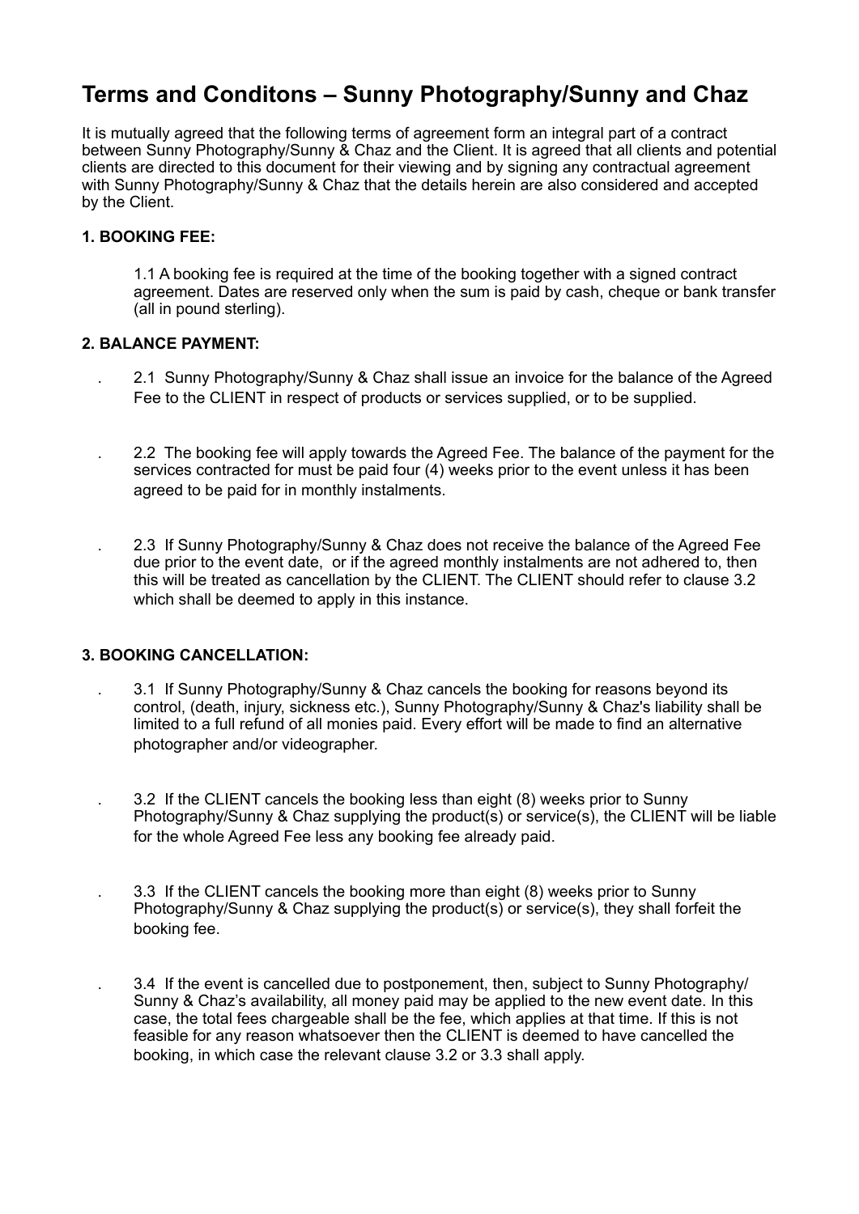# Terms and Conditons – Sunny Photography/Sunny and Chaz

It is mutually agreed that the following terms of agreement form an integral part of a contract between Sunny Photography/Sunny & Chaz and the Client. It is agreed that all clients and potential clients are directed to this document for their viewing and by signing any contractual agreement with Sunny Photography/Sunny & Chaz that the details herein are also considered and accepted by the Client.

### 1. BOOKING FEE:

1.1 A booking fee is required at the time of the booking together with a signed contract agreement. Dates are reserved only when the sum is paid by cash, cheque or bank transfer (all in pound sterling).

### 2. BALANCE PAYMENT:

2.1 Sunny Photography/Sunny & Chaz shall issue an invoice for the balance of the Agreed Fee to the CLIENT in respect of products or services supplied, or to be supplied.

2.2 The booking fee will apply towards the Agreed Fee. The balance of the payment for the services contracted for must be paid four (4) weeks prior to the event unless it has been agreed to be paid for in monthly instalments.

2.3 If Sunny Photography/Sunny & Chaz does not receive the balance of the Agreed Fee due prior to the event date, or if the agreed monthly instalments are not adhered to, then this will be treated as cancellation by the CLIENT. The CLIENT should refer to clause 3.2 which shall be deemed to apply in this instance.

### 3. BOOKING CANCELLATION:

3.1 If Sunny Photography/Sunny & Chaz cancels the booking for reasons beyond its control, (death, injury, sickness etc.), Sunny Photography/Sunny & Chaz's liability shall be limited to a full refund of all monies paid. Every effort will be made to find an alternative photographer and/or videographer.

3.2 If the CLIENT cancels the booking less than eight (8) weeks prior to Sunny Photography/Sunny & Chaz supplying the product(s) or service(s), the CLIENT will be liable for the whole Agreed Fee less any booking fee already paid.

3.3 If the CLIENT cancels the booking more than eight (8) weeks prior to Sunny Photography/Sunny & Chaz supplying the product(s) or service(s), they shall forfeit the booking fee.

3.4 If the event is cancelled due to postponement, then, subject to Sunny Photography/Sunny & Chaz's availability, all money paid may be applied to the new event date. In this case, the total fees chargeable shall be the fee, which applies at that time. If this is not feasible for any reason whatsoever then the CLIENT is deemed to have cancelled the booking, in which case the relevant clause 3.2 or 3.3 shall apply.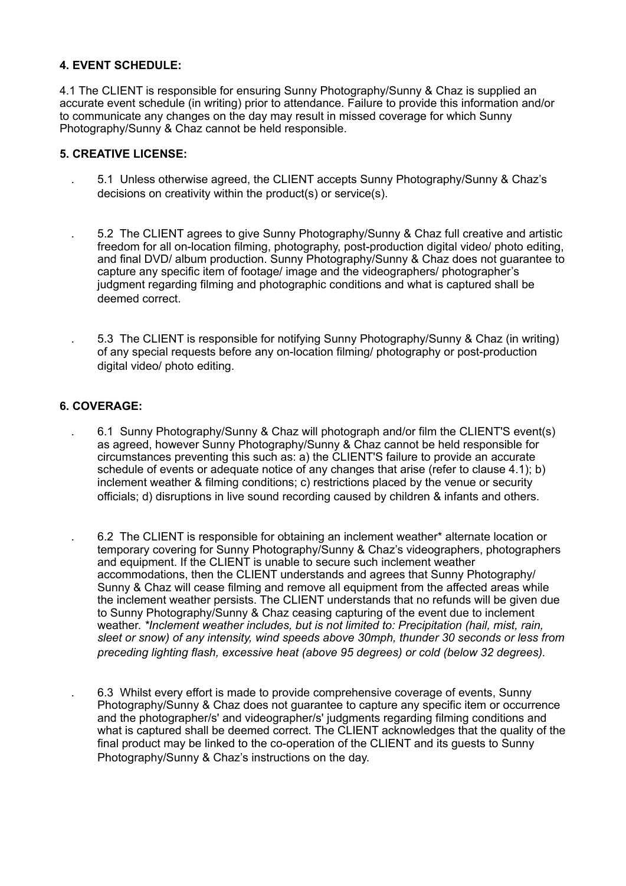**4. EVENT SCHEDULE:**

4.1 The CLIENT is responsible for ensuring Sunny Photography/Sunny & Chaz is supplied an accurate event schedule (in writing) prior to attendance. Failure to provide this information and/or to communicate any changes on the day may result in missed coverage for which Sunny Photography/Sunny & Chaz cannot be held responsible.

**5. CREATIVE LICENSE:**

5.1 Unless otherwise agreed, the CLIENT accepts Sunny Photography/Sunny & Chaz's decisions on creativity within the product(s) or service(s).

5.2 The CLIENT agrees to give Sunny Photography/Sunny & Chaz full creative and artistic freedom for all on-location filming, photography, post-production digital video/ photo editing, and final DVD/ album production. Sunny Photography/Sunny & Chaz does not guarantee to capture any specific item of footage/ image and the videographers/ photographer's judgment regarding filming and photographic conditions and what is captured shall be deemed correct.

5.3 The CLIENT is responsible for notifying Sunny Photography/Sunny & Chaz (in writing) of any special requests before any on-location filming/ photography or post-production digital video/ photo editing.

**6. COVERAGE:**

6.1 Sunny Photography/Sunny & Chaz will photograph and/or film the CLIENT'S event(s) as agreed, however Sunny Photography/Sunny & Chaz cannot be held responsible for circumstances preventing this such as: a) the CLIENT'S failure to provide an accurate schedule of events or adequate notice of any changes that arise (refer to clause 4.1); b) inclement weather & filming conditions; c) restrictions placed by the venue or security officials; d) disruptions in live sound recording caused by children & infants and others.

6.2 The CLIENT is responsible for obtaining an inclement weather* alternate location or temporary covering for Sunny Photography/Sunny & Chaz's videographers, photographers and equipment. If the CLIENT is unable to secure such inclement weather accommodations, then the CLIENT understands and agrees that Sunny Photography/ Sunny & Chaz will cease filming and remove all equipment from the affected areas while the inclement weather persists. The CLIENT understands that no refunds will be given due to Sunny Photography/Sunny & Chaz ceasing capturing of the event due to inclement weather. **Inclement weather includes, but is not limited to: Precipitation (hail, mist, rain, sleet or snow) of any intensity, wind speeds above 30mph, thunder 30 seconds or less from preceding lighting flash, excessive heat (above 95 degrees) or cold (below 32 degrees).*

6.3 Whilst every effort is made to provide comprehensive coverage of events, Sunny Photography/Sunny & Chaz does not guarantee to capture any specific item or occurrence and the photographer/s' and videographer/s' judgments regarding filming conditions and what is captured shall be deemed correct. The CLIENT acknowledges that the quality of the final product may be linked to the co-operation of the CLIENT and its guests to Sunny Photography/Sunny & Chaz's instructions on the day.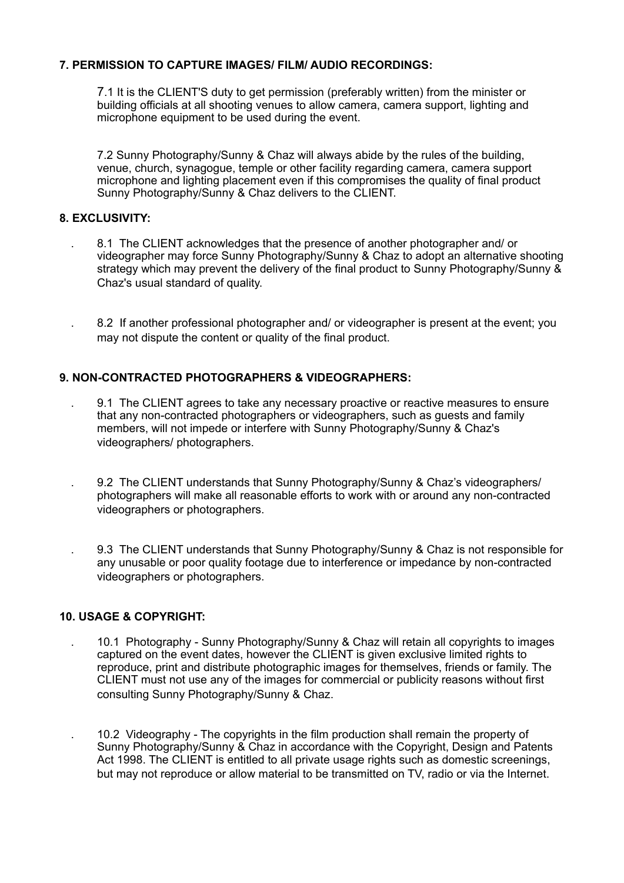**7. PERMISSION TO CAPTURE IMAGES/ FILM/ AUDIO RECORDINGS:**

7.1 It is the CLIENT'S duty to get permission (preferably written) from the minister or building officials at all shooting venues to allow camera, camera support, lighting and microphone equipment to be used during the event.

7.2 Sunny Photography/Sunny & Chaz will always abide by the rules of the building, venue, church, synagogue, temple or other facility regarding camera, camera support microphone and lighting placement even if this compromises the quality of final product Sunny Photography/Sunny & Chaz delivers to the CLIENT.

**8. EXCLUSIVITY:**

8.1 The CLIENT acknowledges that the presence of another photographer and/ or videographer may force Sunny Photography/Sunny & Chaz to adopt an alternative shooting strategy which may prevent the delivery of the final product to Sunny Photography/Sunny & Chaz's usual standard of quality.

8.2 If another professional photographer and/ or videographer is present at the event; you may not dispute the content or quality of the final product.

**9. NON-CONTRACTED PHOTOGRAPHERS & VIDEOGRAPHERS:**

9.1 The CLIENT agrees to take any necessary proactive or reactive measures to ensure that any non-contracted photographers or videographers, such as guests and family members, will not impede or interfere with Sunny Photography/Sunny & Chaz's videographers/ photographers.

9.2 The CLIENT understands that Sunny Photography/Sunny & Chaz's videographers/ photographers will make all reasonable efforts to work with or around any non-contracted videographers or photographers.

9.3 The CLIENT understands that Sunny Photography/Sunny & Chaz is not responsible for any unusable or poor quality footage due to interference or impedance by non-contracted videographers or photographers.

**10. USAGE & COPYRIGHT:**

10.1 Photography - Sunny Photography/Sunny & Chaz will retain all copyrights to images captured on the event dates, however the CLIENT is given exclusive limited rights to reproduce, print and distribute photographic images for themselves, friends or family. The CLIENT must not use any of the images for commercial or publicity reasons without first consulting Sunny Photography/Sunny & Chaz.

10.2 Videography - The copyrights in the film production shall remain the property of Sunny Photography/Sunny & Chaz in accordance with the Copyright, Design and Patents Act 1998. The CLIENT is entitled to all private usage rights such as domestic screenings, but may not reproduce or allow material to be transmitted on TV, radio or via the Internet.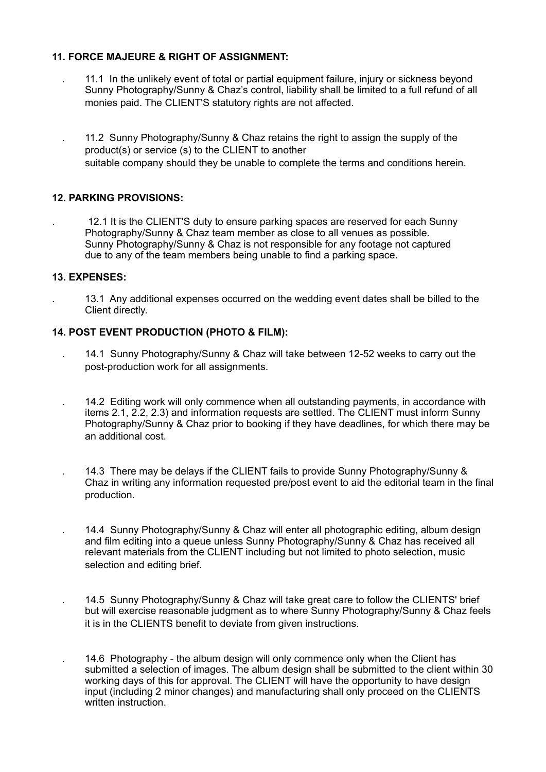**11. FORCE MAJEURE & RIGHT OF ASSIGNMENT:**

11.1 In the unlikely event of total or partial equipment failure, injury or sickness beyond Sunny Photography/Sunny & Chaz's control, liability shall be limited to a full refund of all monies paid. The CLIENT'S statutory rights are not affected.

11.2 Sunny Photography/Sunny & Chaz retains the right to assign the supply of the product(s) or service (s) to the CLIENT to another suitable company should they be unable to complete the terms and conditions herein.

**12. PARKING PROVISIONS:**

12.1 It is the CLIENT'S duty to ensure parking spaces are reserved for each Sunny Photography/Sunny & Chaz team member as close to all venues as possible. Sunny Photography/Sunny & Chaz is not responsible for any footage not captured due to any of the team members being unable to find a parking space.

**13. EXPENSES:**

13.1 Any additional expenses occurred on the wedding event dates shall be billed to the Client directly.

**14. POST EVENT PRODUCTION (PHOTO & FILM):**

14.1 Sunny Photography/Sunny & Chaz will take between 12-52 weeks to carry out the post-production work for all assignments.

14.2 Editing work will only commence when all outstanding payments, in accordance with items 2.1, 2.2, 2.3) and information requests are settled. The CLIENT must inform Sunny Photography/Sunny & Chaz prior to booking if they have deadlines, for which there may be an additional cost.

14.3 There may be delays if the CLIENT fails to provide Sunny Photography/Sunny & Chaz in writing any information requested pre/post event to aid the editorial team in the final production.

14.4 Sunny Photography/Sunny & Chaz will enter all photographic editing, album design and film editing into a queue unless Sunny Photography/Sunny & Chaz has received all relevant materials from the CLIENT including but not limited to photo selection, music selection and editing brief.

14.5 Sunny Photography/Sunny & Chaz will take great care to follow the CLIENTS' brief but will exercise reasonable judgment as to where Sunny Photography/Sunny & Chaz feels it is in the CLIENTS benefit to deviate from given instructions.

14.6 Photography - the album design will only commence only when the Client has submitted a selection of images. The album design shall be submitted to the client within 30 working days of this for approval. The CLIENT will have the opportunity to have design input (including 2 minor changes) and manufacturing shall only proceed on the CLIENTS written instruction.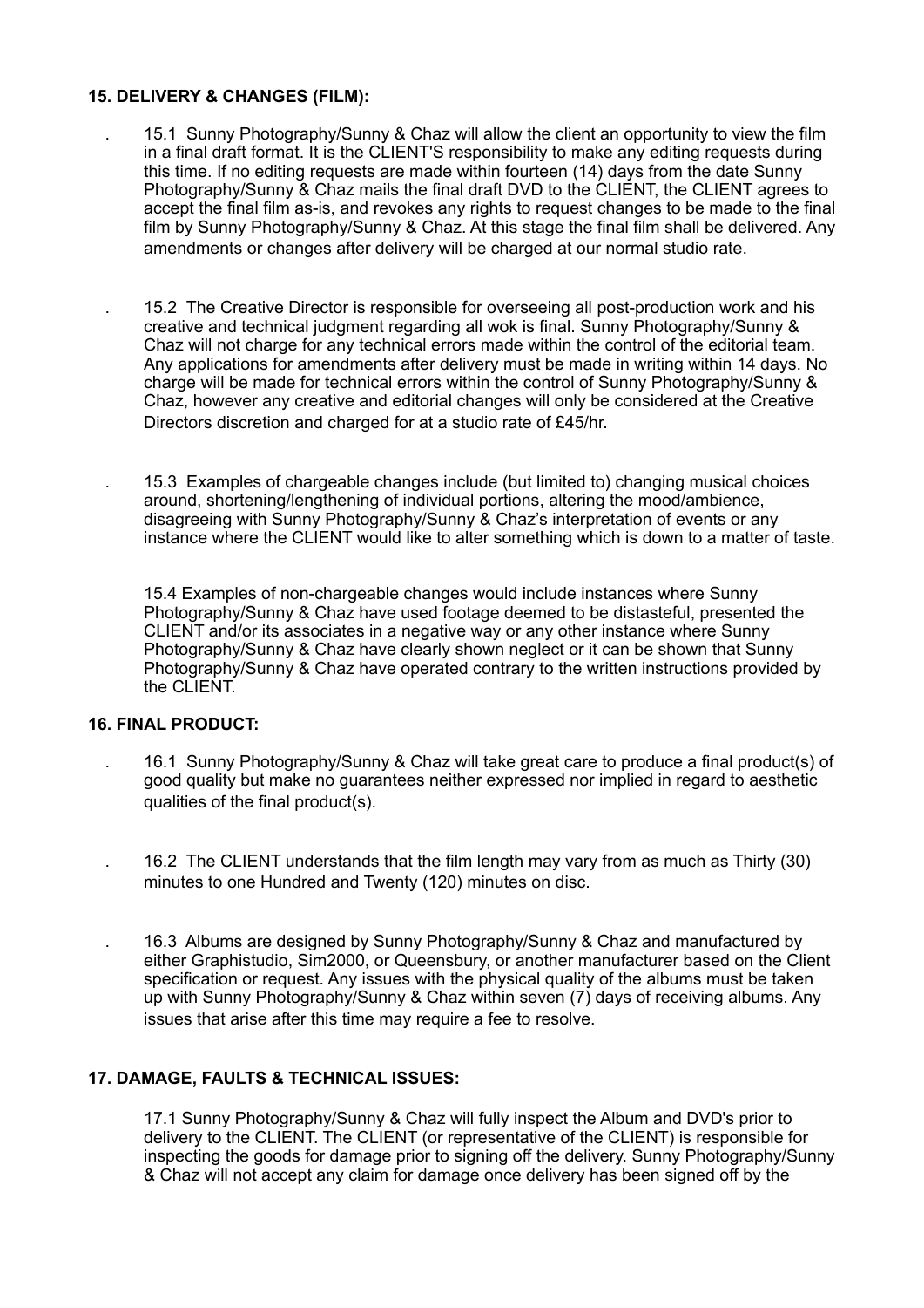**15. DELIVERY & CHANGES (FILM):**

15.1 Sunny Photography/Sunny & Chaz will allow the client an opportunity to view the film in a final draft format. It is the CLIENT'S responsibility to make any editing requests during this time. If no editing requests are made within fourteen (14) days from the date Sunny Photography/Sunny & Chaz mails the final draft DVD to the CLIENT, the CLIENT agrees to accept the final film as-is, and revokes any rights to request changes to be made to the final film by Sunny Photography/Sunny & Chaz. At this stage the final film shall be delivered. Any amendments or changes after delivery will be charged at our normal studio rate.

15.2 The Creative Director is responsible for overseeing all post-production work and his creative and technical judgment regarding all wok is final. Sunny Photography/Sunny & Chaz will not charge for any technical errors made within the control of the editorial team. Any applications for amendments after delivery must be made in writing within 14 days. No charge will be made for technical errors within the control of Sunny Photography/Sunny & Chaz, however any creative and editorial changes will only be considered at the Creative Directors discretion and charged for at a studio rate of £45/hr.

15.3 Examples of chargeable changes include (but limited to) changing musical choices around, shortening/lengthening of individual portions, altering the mood/ambience, disagreeing with Sunny Photography/Sunny & Chaz's interpretation of events or any instance where the CLIENT would like to alter something which is down to a matter of taste.

15.4 Examples of non-chargeable changes would include instances where Sunny Photography/Sunny & Chaz have used footage deemed to be distasteful, presented the CLIENT and/or its associates in a negative way or any other instance where Sunny Photography/Sunny & Chaz have clearly shown neglect or it can be shown that Sunny Photography/Sunny & Chaz have operated contrary to the written instructions provided by the CLIENT.

**16. FINAL PRODUCT:**

16.1 Sunny Photography/Sunny & Chaz will take great care to produce a final product(s) of good quality but make no guarantees neither expressed nor implied in regard to aesthetic qualities of the final product(s).

16.2 The CLIENT understands that the film length may vary from as much as Thirty (30) minutes to one Hundred and Twenty (120) minutes on disc.

16.3 Albums are designed by Sunny Photography/Sunny & Chaz and manufactured by either Graphistudio, Sim2000, or Queensbury, or another manufacturer based on the Client specification or request. Any issues with the physical quality of the albums must be taken up with Sunny Photography/Sunny & Chaz within seven (7) days of receiving albums. Any issues that arise after this time may require a fee to resolve.

**17. DAMAGE, FAULTS & TECHNICAL ISSUES:**

17.1 Sunny Photography/Sunny & Chaz will fully inspect the Album and DVD's prior to delivery to the CLIENT. The CLIENT (or representative of the CLIENT) is responsible for inspecting the goods for damage prior to signing off the delivery. Sunny Photography/Sunny & Chaz will not accept any claim for damage once delivery has been signed off by the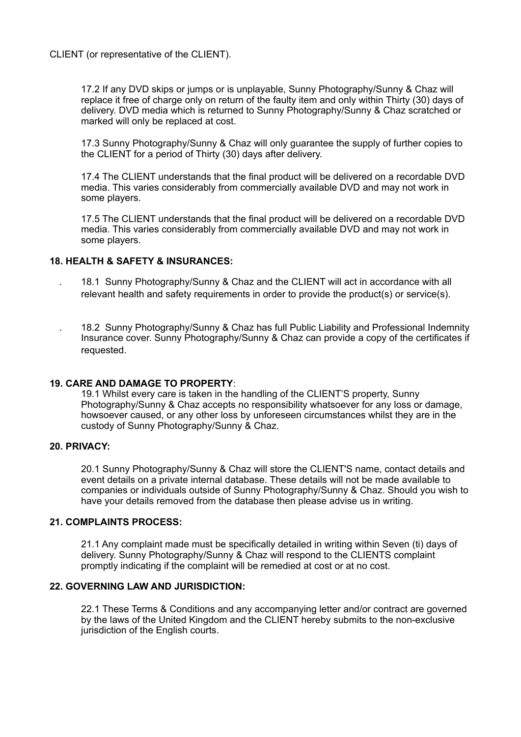CLIENT (or representative of the CLIENT).

17.2 If any DVD skips or jumps or is unplayable, Sunny Photography/Sunny & Chaz will replace it free of charge only on return of the faulty item and only within Thirty (30) days of delivery. DVD media which is returned to Sunny Photography/Sunny & Chaz scratched or marked will only be replaced at cost.

17.3 Sunny Photography/Sunny & Chaz will only guarantee the supply of further copies to the CLIENT for a period of Thirty (30) days after delivery.

17.4 The CLIENT understands that the final product will be delivered on a recordable DVD media. This varies considerably from commercially available DVD and may not work in some players.

17.5 The CLIENT understands that the final product will be delivered on a recordable DVD media. This varies considerably from commercially available DVD and may not work in some players.

**18. HEALTH & SAFETY & INSURANCES:**

18.1 Sunny Photography/Sunny & Chaz and the CLIENT will act in accordance with all relevant health and safety requirements in order to provide the product(s) or service(s).

18.2 Sunny Photography/Sunny & Chaz has full Public Liability and Professional Indemnity Insurance cover. Sunny Photography/Sunny & Chaz can provide a copy of the certificates if requested.

**19. CARE AND DAMAGE TO PROPERTY**:

19.1 Whilst every care is taken in the handling of the CLIENT'S property, Sunny Photography/Sunny & Chaz accepts no responsibility whatsoever for any loss or damage, howsoever caused, or any other loss by unforeseen circumstances whilst they are in the custody of Sunny Photography/Sunny & Chaz.

**20. PRIVACY:**

20.1 Sunny Photography/Sunny & Chaz will store the CLIENT'S name, contact details and event details on a private internal database. These details will not be made available to companies or individuals outside of Sunny Photography/Sunny & Chaz. Should you wish to have your details removed from the database then please advise us in writing.

**21. COMPLAINTS PROCESS:**

21.1 Any complaint made must be specifically detailed in writing within Seven (ti) days of delivery. Sunny Photography/Sunny & Chaz will respond to the CLIENTS complaint promptly indicating if the complaint will be remedied at cost or at no cost.

**22. GOVERNING LAW AND JURISDICTION:**

22.1 These Terms & Conditions and any accompanying letter and/or contract are governed by the laws of the United Kingdom and the CLIENT hereby submits to the non-exclusive jurisdiction of the English courts.